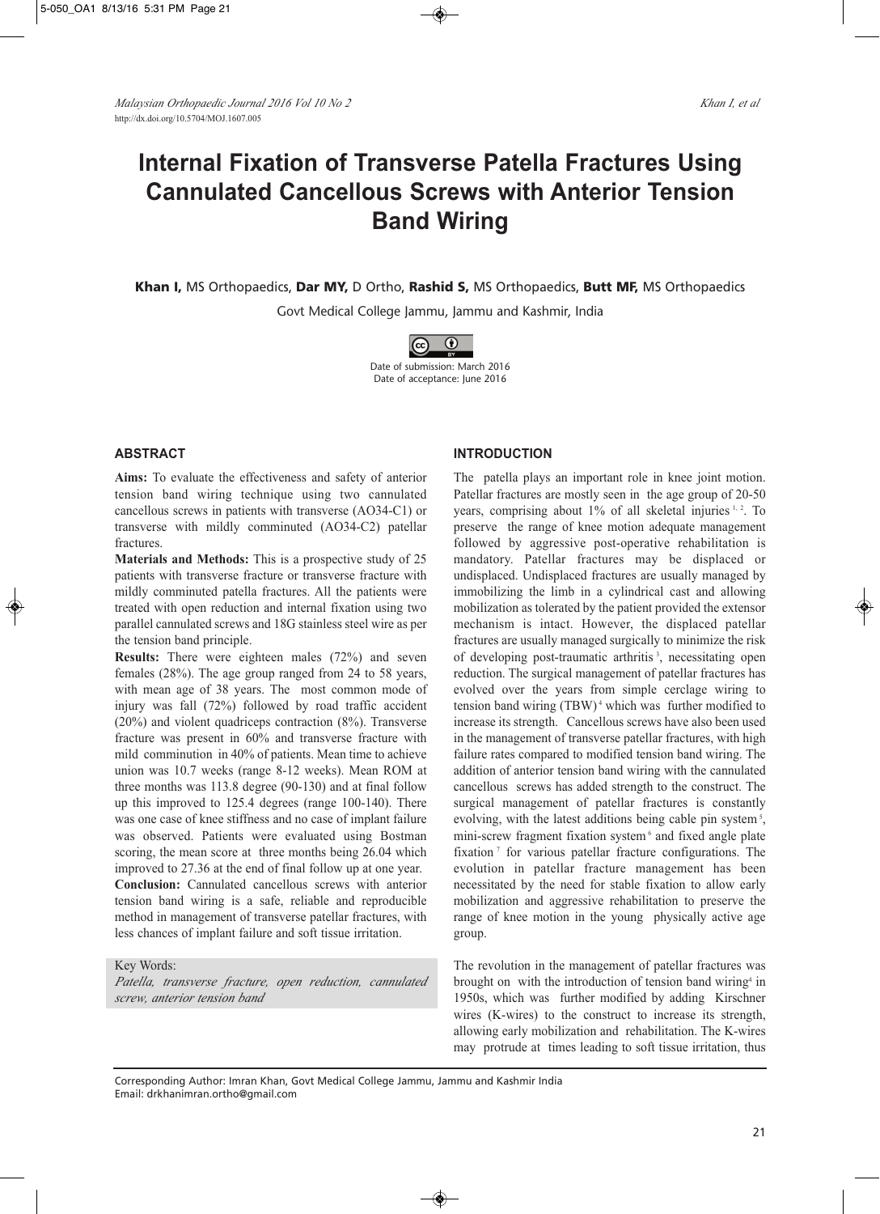# Internal Fixation of Transverse Patella Fractures Using Cannulated Cancellous Screws with Anterior Tension Band Wiring

**Khan I,** MS Orthopaedics, **Dar MY,** D Ortho, **Rashid S,** MS Orthopaedics, **Butt MF,** MS Orthopaedics

Govt Medical College Jammu, Jammu and Kashmir, India

Date of submission: March 2016
Date of acceptance: June 2016

## ABSTRACT

**Aims:** To evaluate the effectiveness and safety of anterior tension band wiring technique using two cannulated cancellous screws in patients with transverse (AO34-C1) or transverse with mildly comminuted (AO34-C2) patellar fractures.

**Materials and Methods:** This is a prospective study of 25 patients with transverse fracture or transverse fracture with mildly comminuted patella fractures. All the patients were treated with open reduction and internal fixation using two parallel cannulated screws and 18G stainless steel wire as per the tension band principle.

**Results:** There were eighteen males (72%) and seven females (28%). The age group ranged from 24 to 58 years, with mean age of 38 years. The most common mode of injury was fall (72%) followed by road traffic accident (20%) and violent quadriceps contraction (8%). Transverse fracture was present in 60% and transverse fracture with mild comminution in 40% of patients. Mean time to achieve union was 10.7 weeks (range 8-12 weeks). Mean ROM at three months was 113.8 degree (90-130) and at final follow up this improved to 125.4 degrees (range 100-140). There was one case of knee stiffness and no case of implant failure was observed. Patients were evaluated using Bostman scoring, the mean score at three months being 26.04 which improved to 27.36 at the end of final follow up at one year.

**Conclusion:** Cannulated cancellous screws with anterior tension band wiring is a safe, reliable and reproducible method in management of transverse patellar fractures, with less chances of implant failure and soft tissue irritation.

Key Words:
*Patella, transverse fracture, open reduction, cannulated screw, anterior tension band*

## INTRODUCTION

The patella plays an important role in knee joint motion. Patellar fractures are mostly seen in the age group of 20-50 years, comprising about 1% of all skeletal injuries [1, 2]. To preserve the range of knee motion adequate management followed by aggressive post-operative rehabilitation is mandatory. Patellar fractures may be displaced or undisplaced. Undisplaced fractures are usually managed by immobilizing the limb in a cylindrical cast and allowing mobilization as tolerated by the patient provided the extensor mechanism is intact. However, the displaced patellar fractures are usually managed surgically to minimize the risk of developing post-traumatic arthritis [3], necessitating open reduction. The surgical management of patellar fractures has evolved over the years from simple cerclage wiring to tension band wiring (TBW) [4] which was further modified to increase its strength. Cancellous screws have also been used in the management of transverse patellar fractures, with high failure rates compared to modified tension band wiring. The addition of anterior tension band wiring with the cannulated cancellous screws has added strength to the construct. The surgical management of patellar fractures is constantly evolving, with the latest additions being cable pin system [5], mini-screw fragment fixation system [6] and fixed angle plate fixation [7] for various patellar fracture configurations. The evolution in patellar fracture management has been necessitated by the need for stable fixation to allow early mobilization and aggressive rehabilitation to preserve the range of knee motion in the young physically active age group.

The revolution in the management of patellar fractures was brought on with the introduction of tension band wiring[4] in 1950s, which was further modified by adding Kirschner wires (K-wires) to the construct to increase its strength, allowing early mobilization and rehabilitation. The K-wires may protrude at times leading to soft tissue irritation, thus

Corresponding Author: Imran Khan, Govt Medical College Jammu, Jammu and Kashmir India
Email: drkhanimran.ortho@gmail.com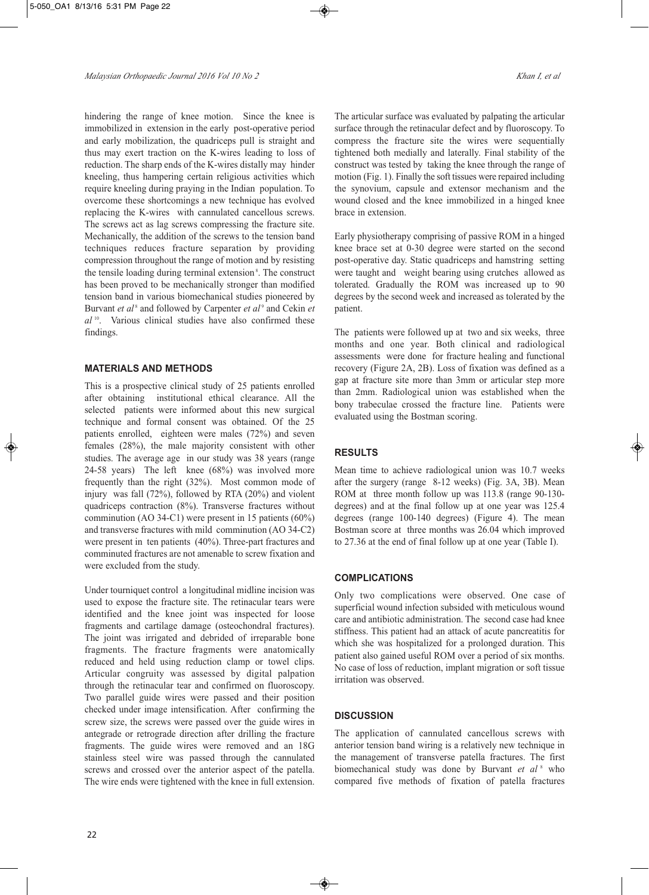hindering the range of knee motion. Since the knee is immobilized in extension in the early post-operative period and early mobilization, the quadriceps pull is straight and thus may exert traction on the K-wires leading to loss of reduction. The sharp ends of the K-wires distally may hinder kneeling, thus hampering certain religious activities which require kneeling during praying in the Indian population. To overcome these shortcomings a new technique has evolved replacing the K-wires with cannulated cancellous screws. The screws act as lag screws compressing the fracture site. Mechanically, the addition of the screws to the tension band techniques reduces fracture separation by providing compression throughout the range of motion and by resisting the tensile loading during terminal extension[8]. The construct has been proved to be mechanically stronger than modified tension band in various biomechanical studies pioneered by Burvant *et al*[8] and followed by Carpenter *et al*[9] and Cekin *et al*[10]. Various clinical studies have also confirmed these findings.

## MATERIALS AND METHODS

This is a prospective clinical study of 25 patients enrolled after obtaining institutional ethical clearance. All the selected patients were informed about this new surgical technique and formal consent was obtained. Of the 25 patients enrolled, eighteen were males (72%) and seven females (28%), the male majority consistent with other studies. The average age in our study was 38 years (range 24-58 years) The left knee (68%) was involved more frequently than the right (32%). Most common mode of injury was fall (72%), followed by RTA (20%) and violent quadriceps contraction (8%). Transverse fractures without comminution (AO 34-C1) were present in 15 patients (60%) and transverse fractures with mild comminution (AO 34-C2) were present in ten patients (40%). Three-part fractures and comminuted fractures are not amenable to screw fixation and were excluded from the study.

Under tourniquet control a longitudinal midline incision was used to expose the fracture site. The retinacular tears were identified and the knee joint was inspected for loose fragments and cartilage damage (osteochondral fractures). The joint was irrigated and debrided of irreparable bone fragments. The fracture fragments were anatomically reduced and held using reduction clamp or towel clips. Articular congruity was assessed by digital palpation through the retinacular tear and confirmed on fluoroscopy. Two parallel guide wires were passed and their position checked under image intensification. After confirming the screw size, the screws were passed over the guide wires in antegrade or retrograde direction after drilling the fracture fragments. The guide wires were removed and an 18G stainless steel wire was passed through the cannulated screws and crossed over the anterior aspect of the patella. The wire ends were tightened with the knee in full extension. The articular surface was evaluated by palpating the articular surface through the retinacular defect and by fluoroscopy. To compress the fracture site the wires were sequentially tightened both medially and laterally. Final stability of the construct was tested by taking the knee through the range of motion (Fig. 1). Finally the soft tissues were repaired including the synovium, capsule and extensor mechanism and the wound closed and the knee immobilized in a hinged knee brace in extension.

Early physiotherapy comprising of passive ROM in a hinged knee brace set at 0-30 degree were started on the second post-operative day. Static quadriceps and hamstring setting were taught and weight bearing using crutches allowed as tolerated. Gradually the ROM was increased up to 90 degrees by the second week and increased as tolerated by the patient.

The patients were followed up at two and six weeks, three months and one year. Both clinical and radiological assessments were done for fracture healing and functional recovery (Figure 2A, 2B). Loss of fixation was defined as a gap at fracture site more than 3mm or articular step more than 2mm. Radiological union was established when the bony trabeculae crossed the fracture line. Patients were evaluated using the Bostman scoring.

## RESULTS

Mean time to achieve radiological union was 10.7 weeks after the surgery (range 8-12 weeks) (Fig. 3A, 3B). Mean ROM at three month follow up was 113.8 (range 90-130-degrees) and at the final follow up at one year was 125.4 degrees (range 100-140 degrees) (Figure 4). The mean Bostman score at three months was 26.04 which improved to 27.36 at the end of final follow up at one year (Table I).

## COMPLICATIONS

Only two complications were observed. One case of superficial wound infection subsided with meticulous wound care and antibiotic administration. The second case had knee stiffness. This patient had an attack of acute pancreatitis for which she was hospitalized for a prolonged duration. This patient also gained useful ROM over a period of six months. No case of loss of reduction, implant migration or soft tissue irritation was observed.

## DISCUSSION

The application of cannulated cancellous screws with anterior tension band wiring is a relatively new technique in the management of transverse patella fractures. The first biomechanical study was done by Burvant *et al*[8] who compared five methods of fixation of patella fractures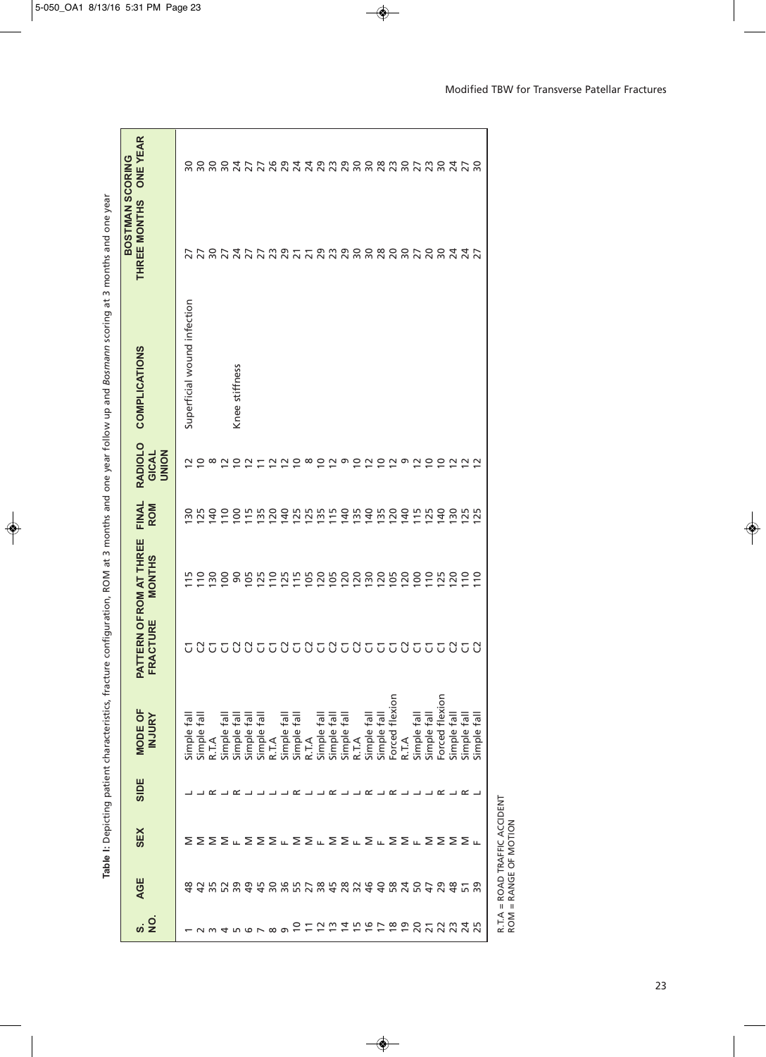**Table I:** Depicting patient characteristics, fracture configuration, ROM at 3 months and one year follow up and *Bosmann* scoring at 3 months and one year

| S. NO. | AGE | SEX | SIDE | MODE OF INJURY | PATTERN OF FRACTURE | ROM AT THREE MONTHS | FINAL ROM | RADIOLOGICAL UNION | COMPLICATIONS | BOSTMAN SCORING | |
|---|---|---|---|---|---|---|---|---|---|---|---|
| | | | | | | | | | | THREE MONTHS | ONE YEAR |
| 1 | 48 | M | L | Simple fall | C1 | 115 | 130 | 12 | Superficial wound infection | 27 | 30 |
| 2 | 42 | M | L | Simple fall | C2 | 110 | 125 | 10 | | 27 | 30 |
| 3 | 35 | M | R | R.T.A | C1 | 130 | 140 | 8 | | 30 | 30 |
| 4 | 52 | M | L | Simple fall | C1 | 100 | 110 | 12 | | 27 | 30 |
| 5 | 39 | F | R | Simple fall | C2 | 90 | 100 | 10 | Knee stiffness | 24 | 24 |
| 6 | 49 | M | L | Simple fall | C2 | 105 | 115 | 12 | | 27 | 27 |
| 7 | 45 | M | L | Simple fall | C1 | 125 | 135 | 11 | | 27 | 27 |
| 8 | 30 | M | L | R.T.A | C1 | 110 | 120 | 12 | | 23 | 26 |
| 9 | 36 | F | L | Simple fall | C2 | 125 | 140 | 12 | | 29 | 29 |
| 10 | 55 | M | R | Simple fall | C1 | 115 | 125 | 10 | | 21 | 24 |
| 11 | 27 | M | L | R.T.A | C2 | 105 | 125 | 8 | | 21 | 24 |
| 12 | 38 | F | L | Simple fall | C1 | 120 | 135 | 10 | | 29 | 29 |
| 13 | 45 | M | R | Simple fall | C2 | 105 | 115 | 12 | | 23 | 23 |
| 14 | 28 | M | L | Simple fall | C1 | 120 | 140 | 9 | | 29 | 29 |
| 15 | 32 | F | L | R.T.A | C2 | 120 | 135 | 10 | | 30 | 30 |
| 16 | 46 | M | R | Simple fall | C1 | 130 | 140 | 12 | | 30 | 30 |
| 17 | 40 | F | L | Simple fall | C1 | 120 | 135 | 10 | | 28 | 28 |
| 18 | 58 | M | R | Forced flexion | C1 | 105 | 120 | 12 | | 20 | 23 |
| 19 | 24 | M | L | R.T.A | C2 | 120 | 140 | 9 | | 30 | 30 |
| 20 | 50 | F | L | Simple fall | C1 | 100 | 115 | 12 | | 27 | 27 |
| 21 | 47 | M | L | Simple fall | C1 | 110 | 125 | 10 | | 20 | 23 |
| 22 | 29 | M | R | Forced flexion | C1 | 125 | 140 | 10 | | 30 | 30 |
| 23 | 48 | M | L | Simple fall | C2 | 120 | 130 | 12 | | 24 | 24 |
| 24 | 51 | M | R | Simple fall | C1 | 110 | 125 | 12 | | 24 | 27 |
| 25 | 39 | F | L | Simple fall | C2 | 110 | 125 | 12 | | 27 | 30 |

R.T.A = ROAD TRAFFIC ACCIDENT
ROM = RANGE OF MOTION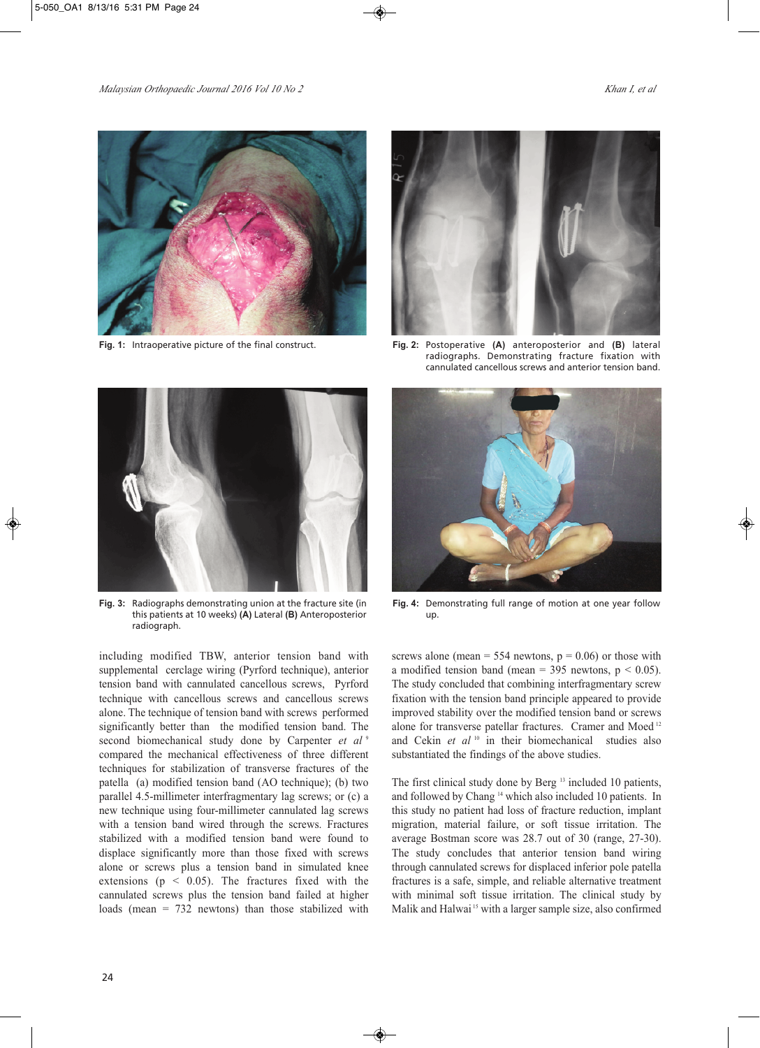Fig. 1: Intraoperative picture of the final construct.

Fig. 2: Postoperative **(A)** anteroposterior and **(B)** lateral radiographs. Demonstrating fracture fixation with cannulated cancellous screws and anterior tension band.

Fig. 3: Radiographs demonstrating union at the fracture site (in this patients at 10 weeks) **(A)** Lateral **(B)** Anteroposterior radiograph.

Fig. 4: Demonstrating full range of motion at one year follow up.

including modified TBW, anterior tension band with supplemental cerclage wiring (Pyrford technique), anterior tension band with cannulated cancellous screws, Pyrford technique with cancellous screws and cancellous screws alone. The technique of tension band with screws performed significantly better than the modified tension band. The second biomechanical study done by Carpenter *et al*[9] compared the mechanical effectiveness of three different techniques for stabilization of transverse fractures of the patella (a) modified tension band (AO technique); (b) two parallel 4.5-millimeter interfragmentary lag screws; or (c) a new technique using four-millimeter cannulated lag screws with a tension band wired through the screws. Fractures stabilized with a modified tension band were found to displace significantly more than those fixed with screws alone or screws plus a tension band in simulated knee extensions ($p < 0.05$). The fractures fixed with the cannulated screws plus the tension band failed at higher loads (mean = 732 newtons) than those stabilized with screws alone (mean = 554 newtons, $p = 0.06$) or those with a modified tension band (mean = 395 newtons, $p < 0.05$). The study concluded that combining interfragmentary screw fixation with the tension band principle appeared to provide improved stability over the modified tension band or screws alone for transverse patellar fractures. Cramer and Moed[12] and Cekin *et al*[10] in their biomechanical studies also substantiated the findings of the above studies.

The first clinical study done by Berg[13] included 10 patients, and followed by Chang[14] which also included 10 patients. In this study no patient had loss of fracture reduction, implant migration, material failure, or soft tissue irritation. The average Bostman score was 28.7 out of 30 (range, 27-30). The study concludes that anterior tension band wiring through cannulated screws for displaced inferior pole patella fractures is a safe, simple, and reliable alternative treatment with minimal soft tissue irritation. The clinical study by Malik and Halwai[15] with a larger sample size, also confirmed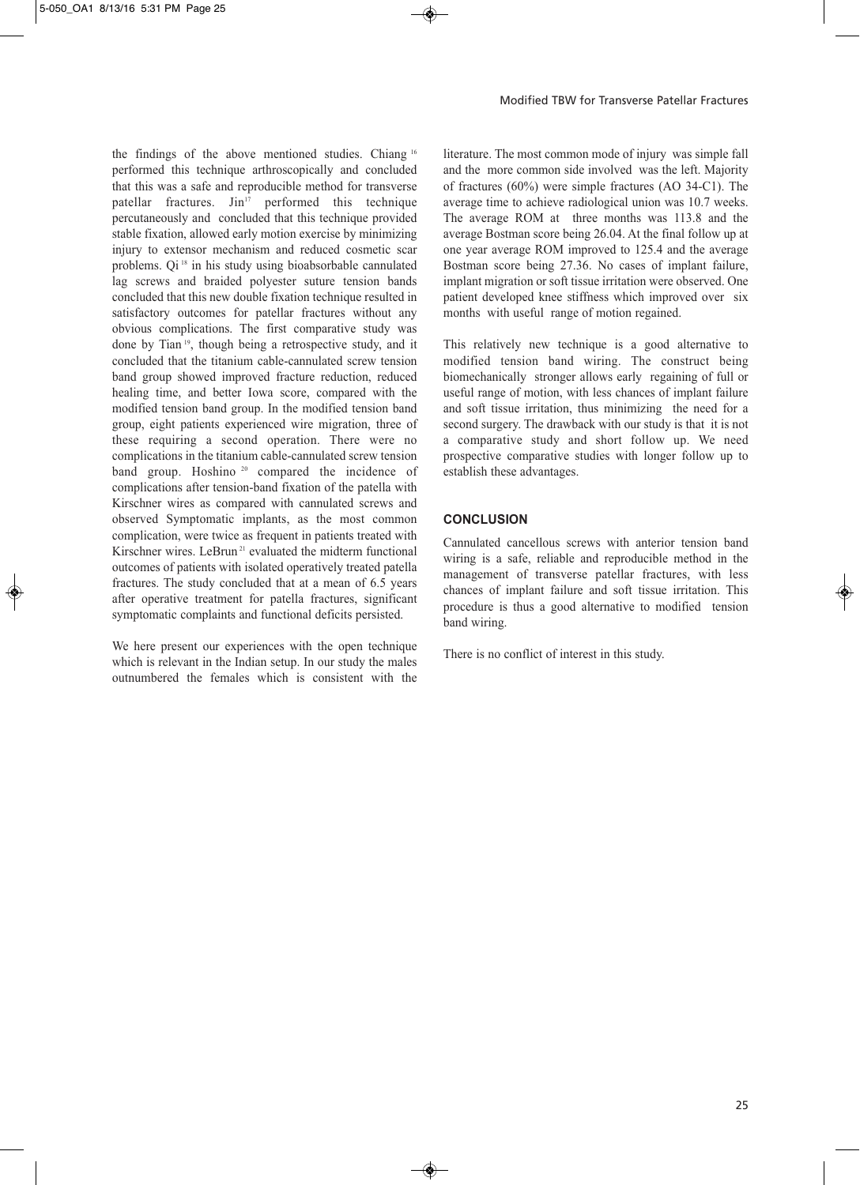the findings of the above mentioned studies. Chiang [16] performed this technique arthroscopically and concluded that this was a safe and reproducible method for transverse patellar fractures. Jin[17] performed this technique percutaneously and concluded that this technique provided stable fixation, allowed early motion exercise by minimizing injury to extensor mechanism and reduced cosmetic scar problems. Qi [18] in his study using bioabsorbable cannulated lag screws and braided polyester suture tension bands concluded that this new double fixation technique resulted in satisfactory outcomes for patellar fractures without any obvious complications. The first comparative study was done by Tian [19], though being a retrospective study, and it concluded that the titanium cable-cannulated screw tension band group showed improved fracture reduction, reduced healing time, and better Iowa score, compared with the modified tension band group. In the modified tension band group, eight patients experienced wire migration, three of these requiring a second operation. There were no complications in the titanium cable-cannulated screw tension band group. Hoshino [20] compared the incidence of complications after tension-band fixation of the patella with Kirschner wires as compared with cannulated screws and observed Symptomatic implants, as the most common complication, were twice as frequent in patients treated with Kirschner wires. LeBrun [21] evaluated the midterm functional outcomes of patients with isolated operatively treated patella fractures. The study concluded that at a mean of 6.5 years after operative treatment for patella fractures, significant symptomatic complaints and functional deficits persisted.

We here present our experiences with the open technique which is relevant in the Indian setup. In our study the males outnumbered the females which is consistent with the literature. The most common mode of injury was simple fall and the more common side involved was the left. Majority of fractures (60%) were simple fractures (AO 34-C1). The average time to achieve radiological union was 10.7 weeks. The average ROM at three months was 113.8 and the average Bostman score being 26.04. At the final follow up at one year average ROM improved to 125.4 and the average Bostman score being 27.36. No cases of implant failure, implant migration or soft tissue irritation were observed. One patient developed knee stiffness which improved over six months with useful range of motion regained.

This relatively new technique is a good alternative to modified tension band wiring. The construct being biomechanically stronger allows early regaining of full or useful range of motion, with less chances of implant failure and soft tissue irritation, thus minimizing the need for a second surgery. The drawback with our study is that it is not a comparative study and short follow up. We need prospective comparative studies with longer follow up to establish these advantages.

## CONCLUSION

Cannulated cancellous screws with anterior tension band wiring is a safe, reliable and reproducible method in the management of transverse patellar fractures, with less chances of implant failure and soft tissue irritation. This procedure is thus a good alternative to modified tension band wiring.

There is no conflict of interest in this study.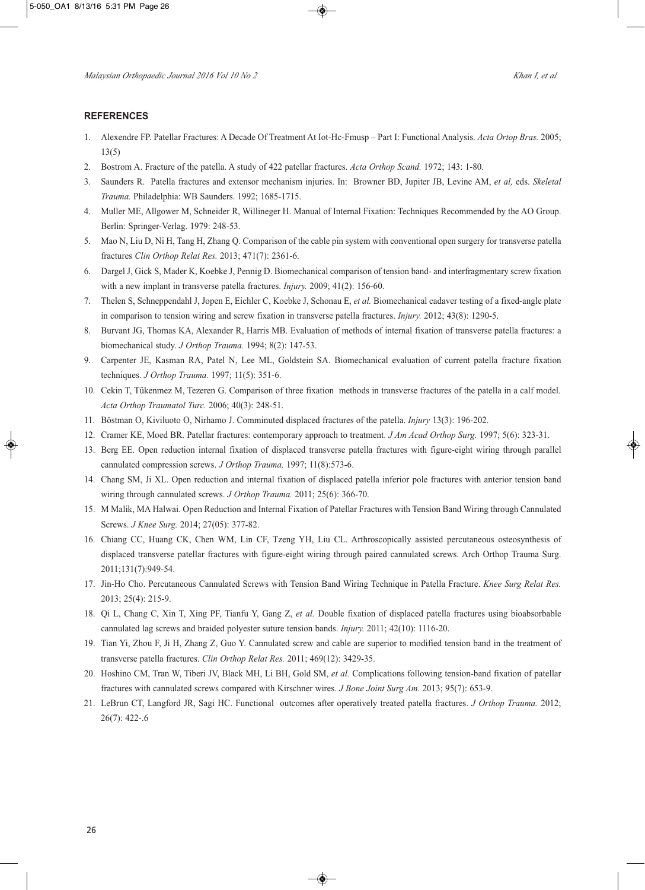## REFERENCES

1. Alexendre FP. Patellar Fractures: A Decade Of Treatment At Iot-Hc-Fmusp – Part I: Functional Analysis. *Acta Ortop Bras.* 2005; 13(5)
2. Bostrom A. Fracture of the patella. A study of 422 patellar fractures. *Acta Orthop Scand.* 1972; 143: 1-80.
3. Saunders R. Patella fractures and extensor mechanism injuries. In: Browner BD, Jupiter JB, Levine AM, *et al,* eds. *Skeletal Trauma.* Philadelphia: WB Saunders. 1992; 1685-1715.
4. Muller ME, Allgower M, Schneider R, Willineger H. Manual of Internal Fixation: Techniques Recommended by the AO Group. Berlin: Springer-Verlag. 1979: 248-53.
5. Mao N, Liu D, Ni H, Tang H, Zhang Q. Comparison of the cable pin system with conventional open surgery for transverse patella fractures *Clin Orthop Relat Res.* 2013; 471(7): 2361-6.
6. Dargel J, Gick S, Mader K, Koebke J, Pennig D. Biomechanical comparison of tension band- and interfragmentary screw fixation with a new implant in transverse patella fractures. *Injury.* 2009; 41(2): 156-60.
7. Thelen S, Schneppendahl J, Jopen E, Eichler C, Koebke J, Schonau E, *et al.* Biomechanical cadaver testing of a fixed-angle plate in comparison to tension wiring and screw fixation in transverse patella fractures. *Injury.* 2012; 43(8): 1290-5.
8. Burvant JG, Thomas KA, Alexander R, Harris MB. Evaluation of methods of internal fixation of transverse patella fractures: a biomechanical study. *J Orthop Trauma.* 1994; 8(2): 147-53.
9. Carpenter JE, Kasman RA, Patel N, Lee ML, Goldstein SA. Biomechanical evaluation of current patella fracture fixation techniques. *J Orthop Trauma.* 1997; 11(5): 351-6.
10. Cekin T, Tükenmez M, Tezeren G. Comparison of three fixation methods in transverse fractures of the patella in a calf model. *Acta Orthop Traumatol Turc.* 2006; 40(3): 248-51.
11. Böstman O, Kiviluoto O, Nirhamo J. Comminuted displaced fractures of the patella. *Injury* 13(3): 196-202.
12. Cramer KE, Moed BR. Patellar fractures: contemporary approach to treatment. *J Am Acad Orthop Surg.* 1997; 5(6): 323-31.
13. Berg EE. Open reduction internal fixation of displaced transverse patella fractures with figure-eight wiring through parallel cannulated compression screws. *J Orthop Trauma.* 1997; 11(8):573-6.
14. Chang SM, Ji XL. Open reduction and internal fixation of displaced patella inferior pole fractures with anterior tension band wiring through cannulated screws. *J Orthop Trauma.* 2011; 25(6): 366-70.
15. M Malik, MA Halwai. Open Reduction and Internal Fixation of Patellar Fractures with Tension Band Wiring through Cannulated Screws. *J Knee Surg.* 2014; 27(05): 377-82.
16. Chiang CC, Huang CK, Chen WM, Lin CF, Tzeng YH, Liu CL. Arthroscopically assisted percutaneous osteosynthesis of displaced transverse patellar fractures with figure-eight wiring through paired cannulated screws. Arch Orthop Trauma Surg. 2011;131(7):949-54.
17. Jin-Ho Cho. Percutaneous Cannulated Screws with Tension Band Wiring Technique in Patella Fracture. *Knee Surg Relat Res.* 2013; 25(4): 215-9.
18. Qi L, Chang C, Xin T, Xing PF, Tianfu Y, Gang Z, *et al.* Double fixation of displaced patella fractures using bioabsorbable cannulated lag screws and braided polyester suture tension bands. *Injury.* 2011; 42(10): 1116-20.
19. Tian Yi, Zhou F, Ji H, Zhang Z, Guo Y. Cannulated screw and cable are superior to modified tension band in the treatment of transverse patella fractures. *Clin Orthop Relat Res.* 2011; 469(12): 3429-35.
20. Hoshino CM, Tran W, Tiberi JV, Black MH, Li BH, Gold SM, *et al.* Complications following tension-band fixation of patellar fractures with cannulated screws compared with Kirschner wires. *J Bone Joint Surg Am.* 2013; 95(7): 653-9.
21. LeBrun CT, Langford JR, Sagi HC. Functional outcomes after operatively treated patella fractures. *J Orthop Trauma.* 2012; 26(7): 422-.6